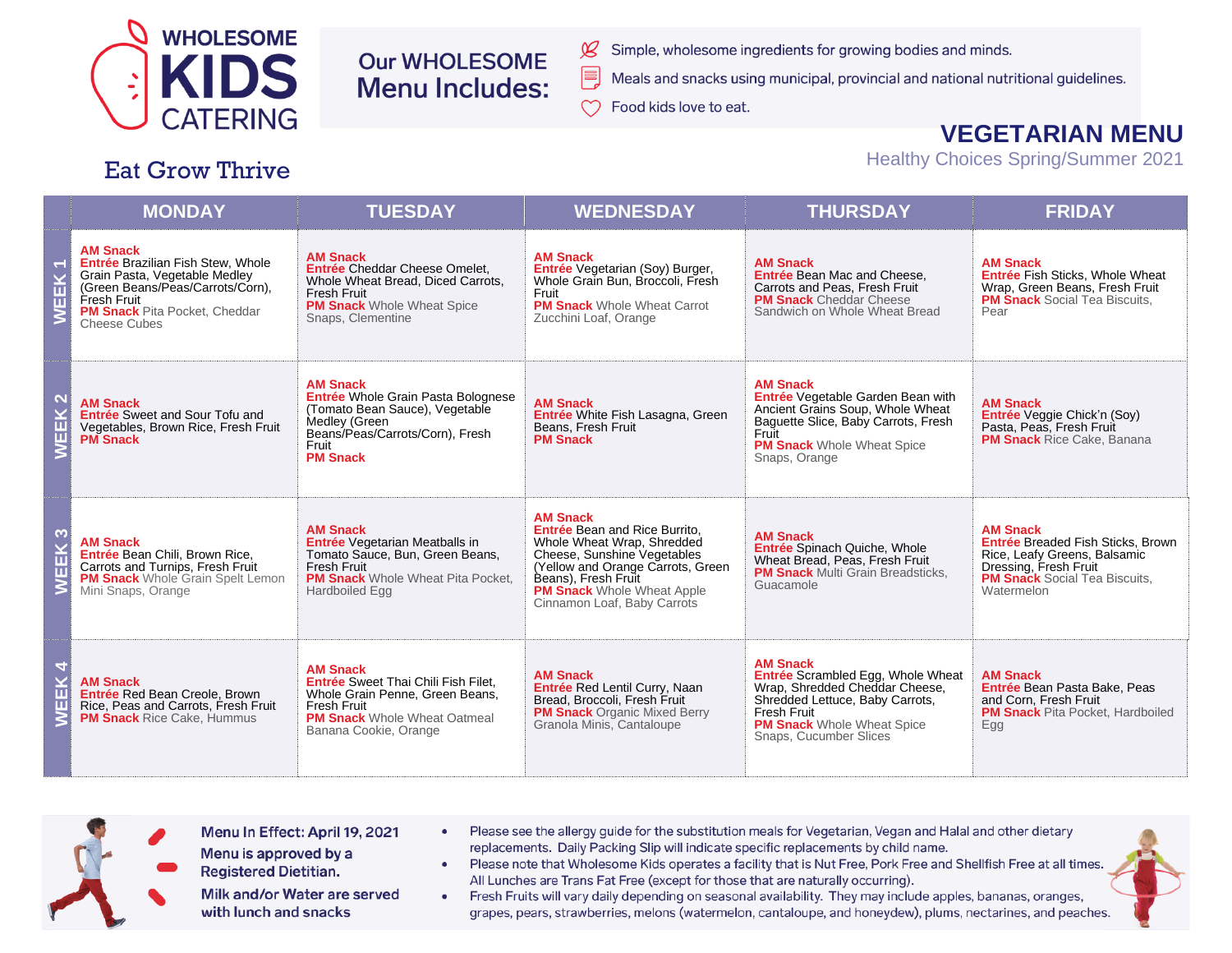# WHOLESOME KIDS CATERING

Eat Grow Thrive

## Our WHOLESOME Menu Includes:

- Simple, wholesome ingredients for growing bodies and minds.
- Meals and snacks using municipal, provincial and national nutritional guidelines.
- Food kids love to eat.

## VEGETARIAN MENU

Healthy Choices Spring/Summer 2021

| | MONDAY | TUESDAY | WEDNESDAY | THURSDAY | FRIDAY |
|---|---|---|---|---|---|
| WEEK 1 | **AM Snack** **Entrée** Brazilian Fish Stew, Whole Grain Pasta, Vegetable Medley (Green Beans/Peas/Carrots/Corn), Fresh Fruit **PM Snack** Pita Pocket, Cheddar Cheese Cubes | **AM Snack** **Entrée** Cheddar Cheese Omelet, Whole Wheat Bread, Diced Carrots, Fresh Fruit **PM Snack** Whole Wheat Spice Snaps, Clementine | **AM Snack** **Entrée** Vegetarian (Soy) Burger, Whole Grain Bun, Broccoli, Fresh Fruit **PM Snack** Whole Wheat Carrot Zucchini Loaf, Orange | **AM Snack** **Entrée** Bean Mac and Cheese, Carrots and Peas, Fresh Fruit **PM Snack** Cheddar Cheese Sandwich on Whole Wheat Bread | **AM Snack** **Entrée** Fish Sticks, Whole Wheat Wrap, Green Beans, Fresh Fruit **PM Snack** Social Tea Biscuits, Pear |
| WEEK 2 | **AM Snack** **Entrée** Sweet and Sour Tofu and Vegetables, Brown Rice, Fresh Fruit **PM Snack** | **AM Snack** **Entrée** Whole Grain Pasta Bolognese (Tomato Bean Sauce), Vegetable Medley (Green Beans/Peas/Carrots/Corn), Fresh Fruit **PM Snack** | **AM Snack** **Entrée** White Fish Lasagna, Green Beans, Fresh Fruit **PM Snack** | **AM Snack** **Entrée** Vegetable Garden Bean with Ancient Grains Soup, Whole Wheat Baguette Slice, Baby Carrots, Fresh Fruit **PM Snack** Whole Wheat Spice Snaps, Orange | **AM Snack** **Entrée** Veggie Chick'n (Soy) Pasta, Peas, Fresh Fruit **PM Snack** Rice Cake, Banana |
| WEEK 3 | **AM Snack** **Entrée** Bean Chili, Brown Rice, Carrots and Turnips, Fresh Fruit **PM Snack** Whole Grain Spelt Lemon Mini Snaps, Orange | **AM Snack** **Entrée** Vegetarian Meatballs in Tomato Sauce, Bun, Green Beans, Fresh Fruit **PM Snack** Whole Wheat Pita Pocket, Hardboiled Egg | **AM Snack** **Entrée** Bean and Rice Burrito, Whole Wheat Wrap, Shredded Cheese, Sunshine Vegetables (Yellow and Orange Carrots, Green Beans), Fresh Fruit **PM Snack** Whole Wheat Apple Cinnamon Loaf, Baby Carrots | **AM Snack** **Entrée** Spinach Quiche, Whole Wheat Bread, Peas, Fresh Fruit **PM Snack** Multi Grain Breadsticks, Guacamole | **AM Snack** **Entrée** Breaded Fish Sticks, Brown Rice, Leafy Greens, Balsamic Dressing, Fresh Fruit **PM Snack** Social Tea Biscuits, Watermelon |
| WEEK 4 | **AM Snack** **Entrée** Red Bean Creole, Brown Rice, Peas and Carrots, Fresh Fruit **PM Snack** Rice Cake, Hummus | **AM Snack** **Entrée** Sweet Thai Chili Fish Filet, Whole Grain Penne, Green Beans, Fresh Fruit **PM Snack** Whole Wheat Oatmeal Banana Cookie, Orange | **AM Snack** **Entrée** Red Lentil Curry, Naan Bread, Broccoli, Fresh Fruit **PM Snack** Organic Mixed Berry Granola Minis, Cantaloupe | **AM Snack** **Entrée** Scrambled Egg, Whole Wheat Wrap, Shredded Cheddar Cheese, Shredded Lettuce, Baby Carrots, Fresh Fruit **PM Snack** Whole Wheat Spice Snaps, Cucumber Slices | **AM Snack** **Entrée** Bean Pasta Bake, Peas and Corn, Fresh Fruit **PM Snack** Pita Pocket, Hardboiled Egg |

Menu In Effect: April 19, 2021

Menu is approved by a Registered Dietitian.

Milk and/or Water are served with lunch and snacks

- Please see the allergy guide for the substitution meals for Vegetarian, Vegan and Halal and other dietary replacements. Daily Packing Slip will indicate specific replacements by child name.
- Please note that Wholesome Kids operates a facility that is Nut Free, Pork Free and Shellfish Free at all times. All Lunches are Trans Fat Free (except for those that are naturally occurring).
- Fresh Fruits will vary daily depending on seasonal availability. They may include apples, bananas, oranges, grapes, pears, strawberries, melons (watermelon, cantaloupe, and honeydew), plums, nectarines, and peaches.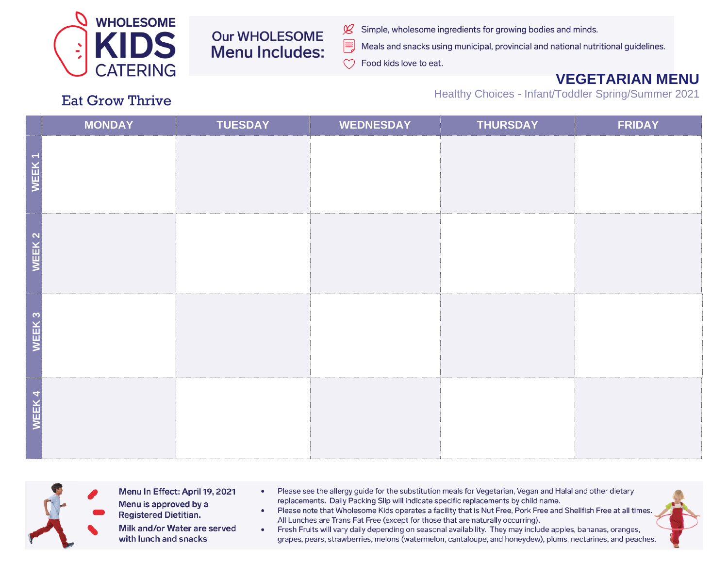# WHOLESOME KIDS CATERING

Eat Grow Thrive

## Our WHOLESOME Menu Includes:

- Simple, wholesome ingredients for growing bodies and minds.
- Meals and snacks using municipal, provincial and national nutritional guidelines.
- Food kids love to eat.

## VEGETARIAN MENU

Healthy Choices - Infant/Toddler Spring/Summer 2021

| | MONDAY | TUESDAY | WEDNESDAY | THURSDAY | FRIDAY |
|---|---|---|---|---|---|
| WEEK 1 | | | | | |
| WEEK 2 | | | | | |
| WEEK 3 | | | | | |
| WEEK 4 | | | | | |

**Menu In Effect: April 19, 2021**

**Menu is approved by a Registered Dietitian.**

**Milk and/or Water are served with lunch and snacks**

- Please see the allergy guide for the substitution meals for Vegetarian, Vegan and Halal and other dietary replacements. Daily Packing Slip will indicate specific replacements by child name.
- Please note that Wholesome Kids operates a facility that is Nut Free, Pork Free and Shellfish Free at all times. All Lunches are Trans Fat Free (except for those that are naturally occurring).
- Fresh Fruits will vary daily depending on seasonal availability. They may include apples, bananas, oranges, grapes, pears, strawberries, melons (watermelon, cantaloupe, and honeydew), plums, nectarines, and peaches.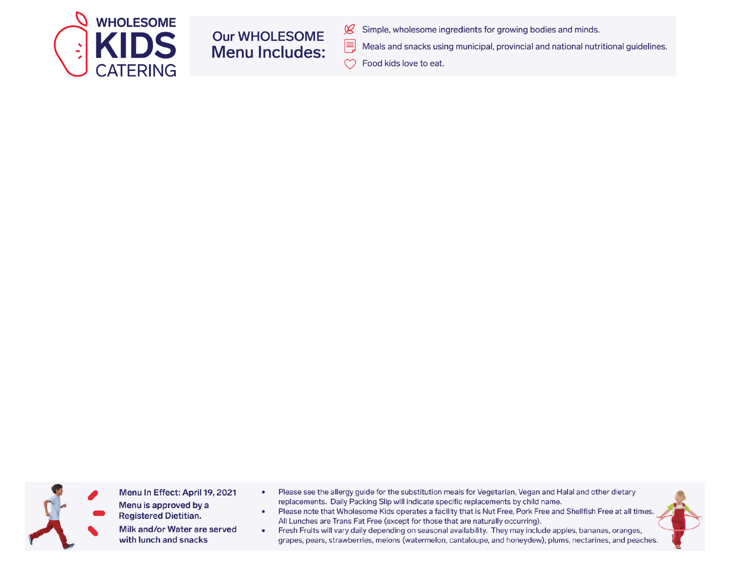# WHOLESOME KIDS CATERING

## Our WHOLESOME Menu Includes:

- Simple, wholesome ingredients for growing bodies and minds.
- Meals and snacks using municipal, provincial and national nutritional guidelines.
- Food kids love to eat.

**Menu In Effect: April 19, 2021**

**Menu is approved by a Registered Dietitian.**

**Milk and/or Water are served with lunch and snacks**

- Please see the allergy guide for the substitution meals for Vegetarian, Vegan and Halal and other dietary replacements. Daily Packing Slip will indicate specific replacements by child name.
- Please note that Wholesome Kids operates a facility that is Nut Free, Pork Free and Shellfish Free at all times. All Lunches are Trans Fat Free (except for those that are naturally occurring).
- Fresh Fruits will vary daily depending on seasonal availability. They may include apples, bananas, oranges, grapes, pears, strawberries, melons (watermelon, cantaloupe, and honeydew), plums, nectarines, and peaches.